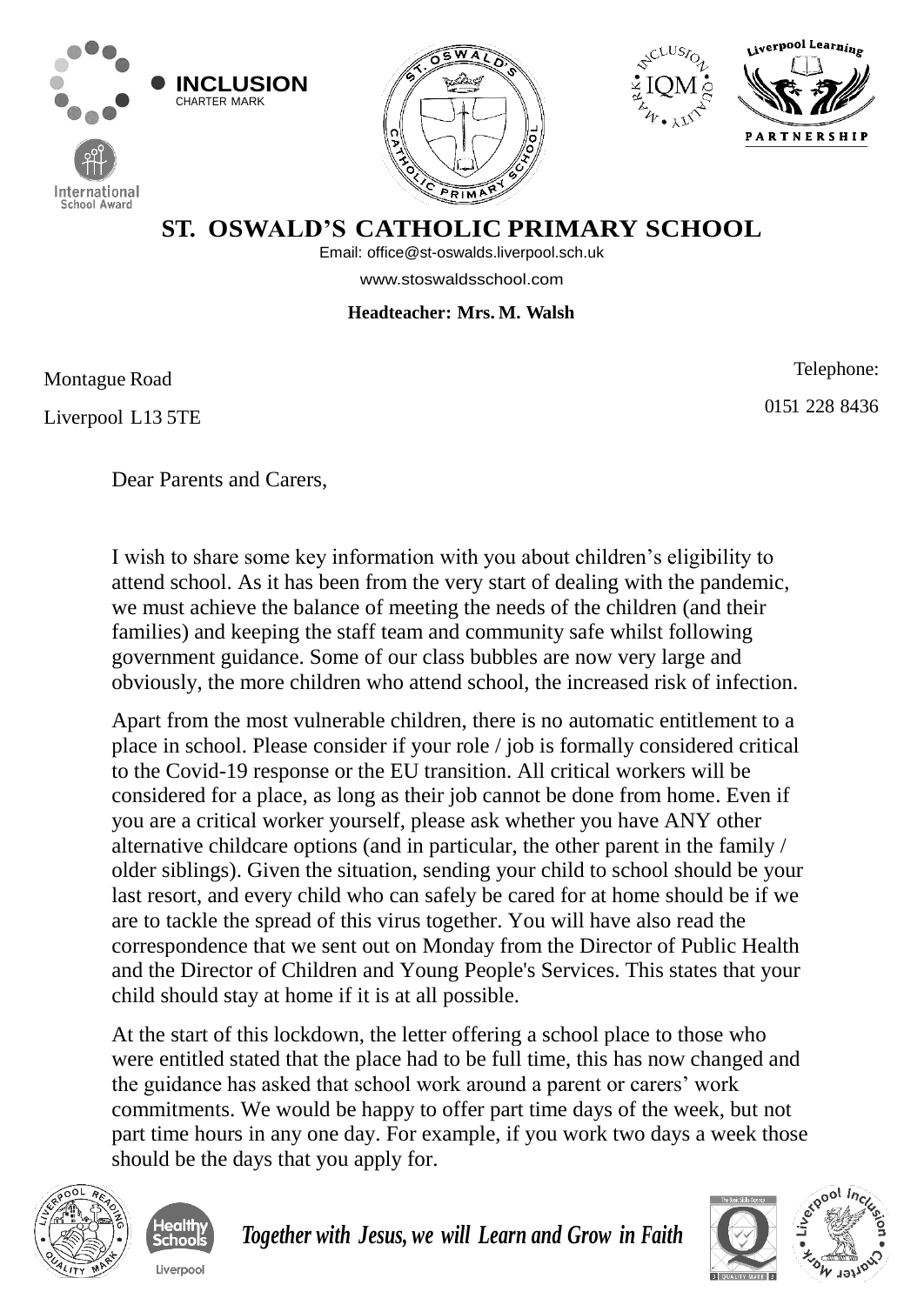# ST. OSWALD'S CATHOLIC PRIMARY SCHOOL

Email: office@st-oswalds.liverpool.sch.uk

www.stoswaldsschool.com

**Headteacher: Mrs. M. Walsh**

Montague Road

Liverpool L13 5TE

Telephone:

0151 228 8436

Dear Parents and Carers,

I wish to share some key information with you about children's eligibility to attend school. As it has been from the very start of dealing with the pandemic, we must achieve the balance of meeting the needs of the children (and their families) and keeping the staff team and community safe whilst following government guidance. Some of our class bubbles are now very large and obviously, the more children who attend school, the increased risk of infection.

Apart from the most vulnerable children, there is no automatic entitlement to a place in school. Please consider if your role / job is formally considered critical to the Covid-19 response or the EU transition. All critical workers will be considered for a place, as long as their job cannot be done from home. Even if you are a critical worker yourself, please ask whether you have ANY other alternative childcare options (and in particular, the other parent in the family / older siblings). Given the situation, sending your child to school should be your last resort, and every child who can safely be cared for at home should be if we are to tackle the spread of this virus together. You will have also read the correspondence that we sent out on Monday from the Director of Public Health and the Director of Children and Young People's Services. This states that your child should stay at home if it is at all possible.

At the start of this lockdown, the letter offering a school place to those who were entitled stated that the place had to be full time, this has now changed and the guidance has asked that school work around a parent or carers' work commitments. We would be happy to offer part time days of the week, but not part time hours in any one day. For example, if you work two days a week those should be the days that you apply for.

***Together with Jesus, we will Learn and Grow in Faith***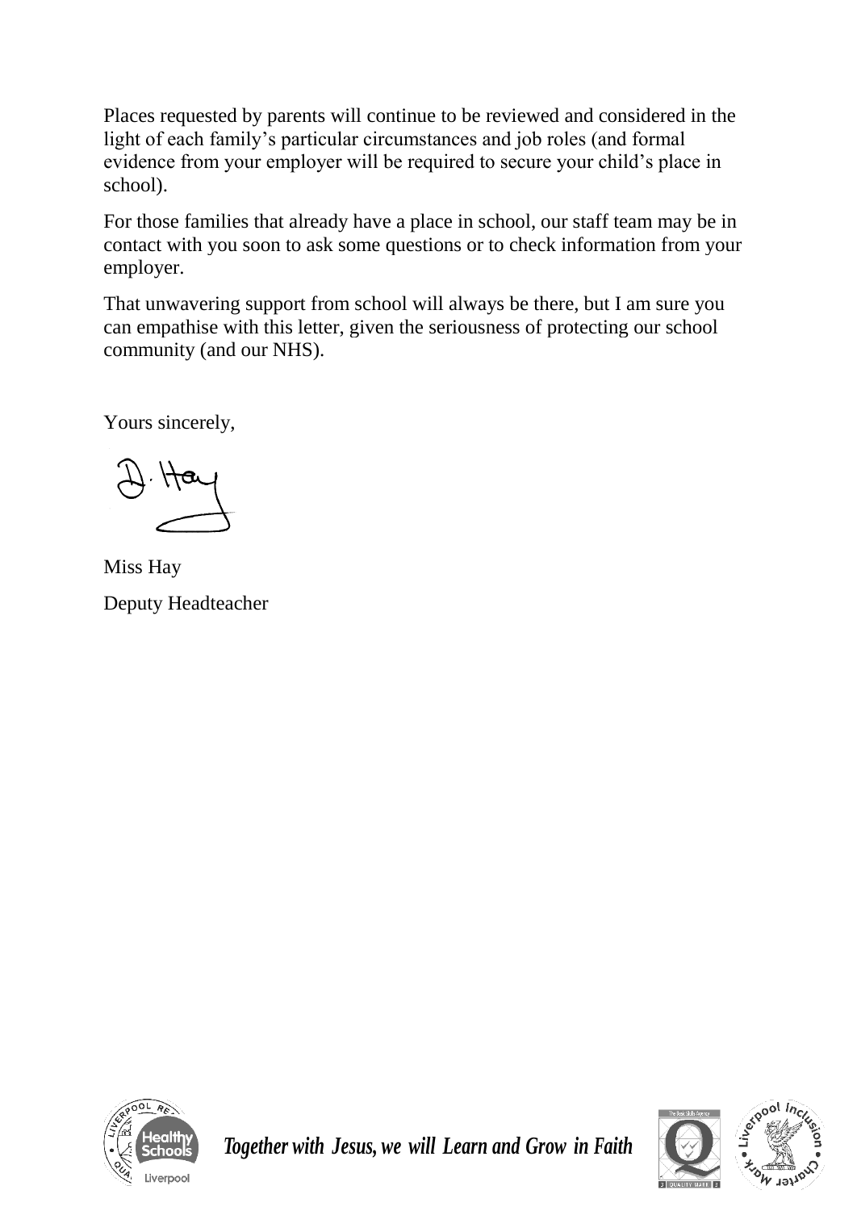Places requested by parents will continue to be reviewed and considered in the light of each family's particular circumstances and job roles (and formal evidence from your employer will be required to secure your child's place in school).

For those families that already have a place in school, our staff team may be in contact with you soon to ask some questions or to check information from your employer.

That unwavering support from school will always be there, but I am sure you can empathise with this letter, given the seriousness of protecting our school community (and our NHS).

Yours sincerely,

D. Hay

Miss Hay

Deputy Headteacher

*Together with Jesus, we will Learn and Grow in Faith*